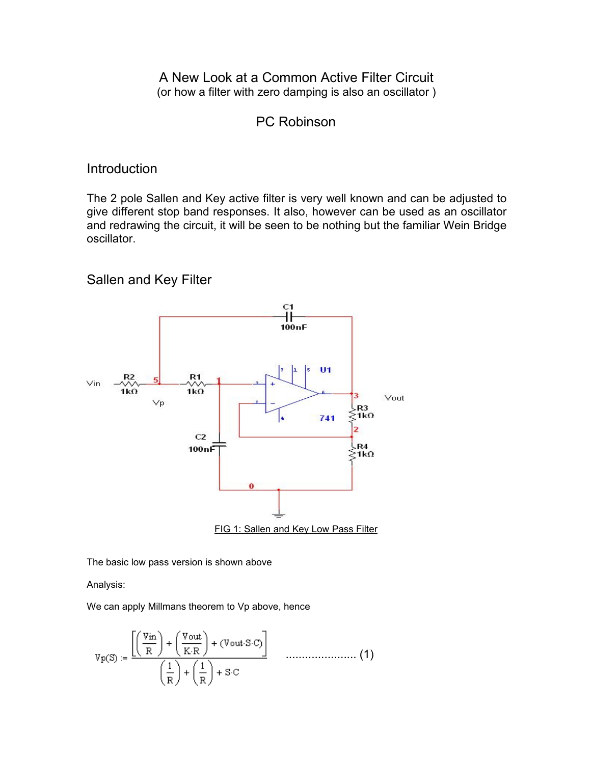# A New Look at a Common Active Filter Circuit

(or how a filter with zero damping is also an oscillator )

PC Robinson

## Introduction

The 2 pole Sallen and Key active filter is very well known and can be adjusted to give different stop band responses. It also, however can be used as an oscillator and redrawing the circuit, it will be seen to be nothing but the familiar Wein Bridge oscillator.

## Sallen and Key Filter

FIG 1: Sallen and Key Low Pass Filter

The basic low pass version is shown above

Analysis:

We can apply Millmans theorem to Vp above, hence

$$Vp(S) := \frac{\left[\left(\frac{Vin}{R}\right) + \left(\frac{Vout}{K \cdot R}\right) + (Vout \cdot S \cdot C)\right]}{\left(\frac{1}{R}\right) + \left(\frac{1}{R}\right) + S \cdot C} \quad \text{...................... (1)}$$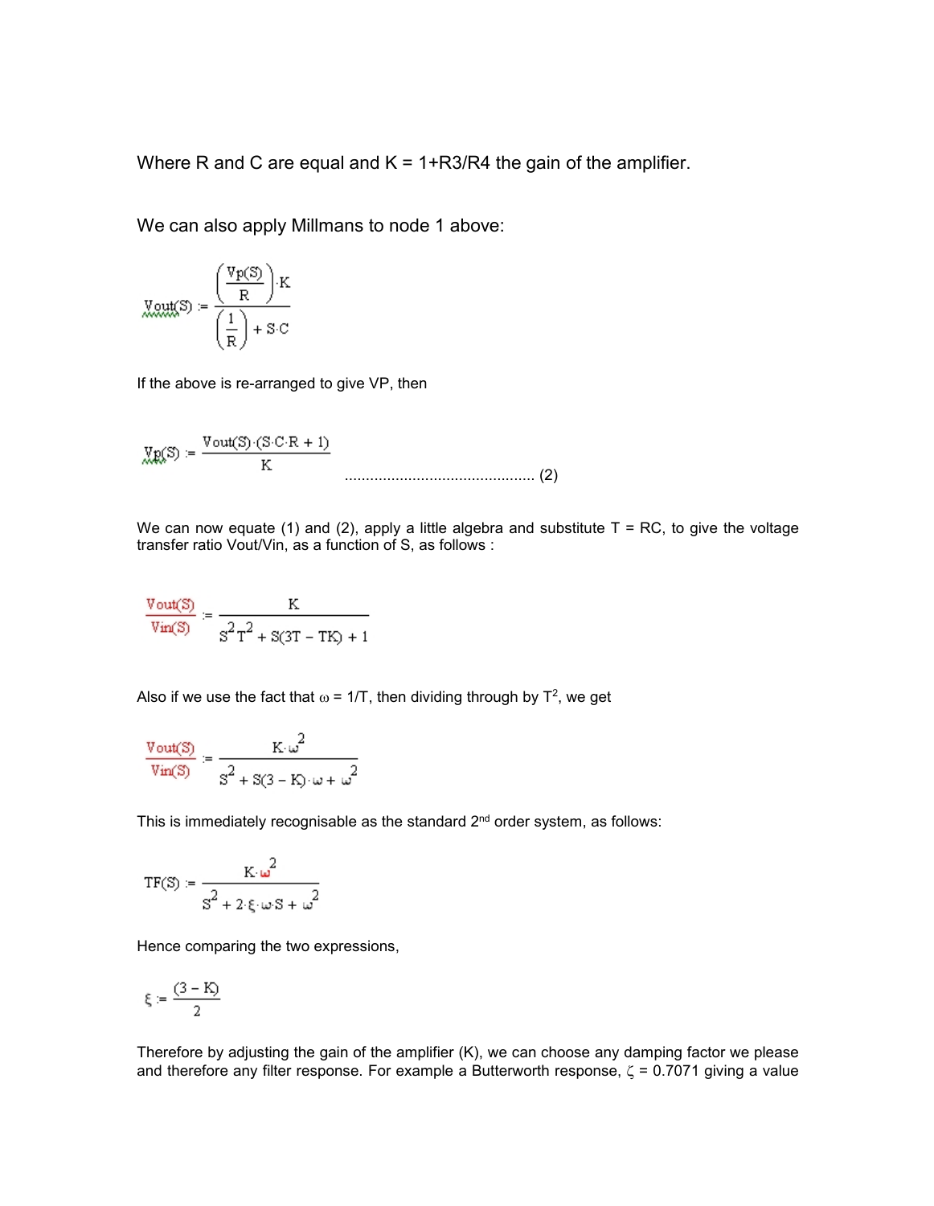Where R and C are equal and K = 1+R3/R4 the gain of the amplifier.

We can also apply Millmans to node 1 above:

$$Vout(S) := \frac{\left(\frac{Vp(S)}{R}\right) \cdot K}{\left(\frac{1}{R}\right) + S \cdot C}$$

If the above is re-arranged to give VP, then

$$Vp(S) := \frac{Vout(S) \cdot (S \cdot C \cdot R + 1)}{K} \qquad \text{.............................................. (2)}$$

We can now equate (1) and (2), apply a little algebra and substitute T = RC, to give the voltage transfer ratio Vout/Vin, as a function of S, as follows :

$$\frac{Vout(S)}{Vin(S)} := \frac{K}{S^2 T^2 + S(3T - TK) + 1}$$

Also if we use the fact that $\omega = 1/T$, then dividing through by $T^2$, we get

$$\frac{Vout(S)}{Vin(S)} := \frac{K \cdot \omega^2}{S^2 + S(3 - K) \cdot \omega + \omega^2}$$

This is immediately recognisable as the standard 2[nd] order system, as follows:

$$TF(S) := \frac{K \cdot \omega^2}{S^2 + 2 \cdot \xi \cdot \omega \cdot S + \omega^2}$$

Hence comparing the two expressions,

$$\xi := \frac{(3 - K)}{2}$$

Therefore by adjusting the gain of the amplifier (K), we can choose any damping factor we please and therefore any filter response. For example a Butterworth response, $\zeta = 0.7071$ giving a value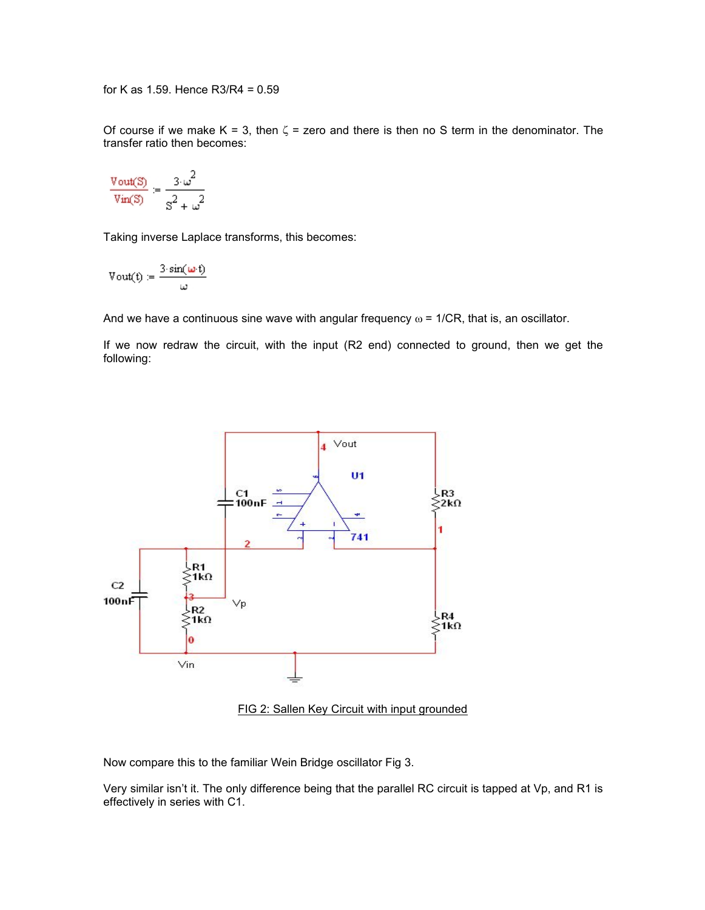for K as 1.59. Hence R3/R4 = 0.59

Of course if we make K = 3, then $\zeta$ = zero and there is then no S term in the denominator. The transfer ratio then becomes:

$$\frac{Vout(S)}{Vin(S)} := \frac{3 \cdot \omega^2}{S^2 + \omega^2}$$

Taking inverse Laplace transforms, this becomes:

$$Vout(t) := \frac{3 \cdot \sin(\omega \cdot t)}{\omega}$$

And we have a continuous sine wave with angular frequency $\omega$ = 1/CR, that is, an oscillator.

If we now redraw the circuit, with the input (R2 end) connected to ground, then we get the following:

FIG 2: Sallen Key Circuit with input grounded

Now compare this to the familiar Wein Bridge oscillator Fig 3.

Very similar isn't it. The only difference being that the parallel RC circuit is tapped at Vp, and R1 is effectively in series with C1.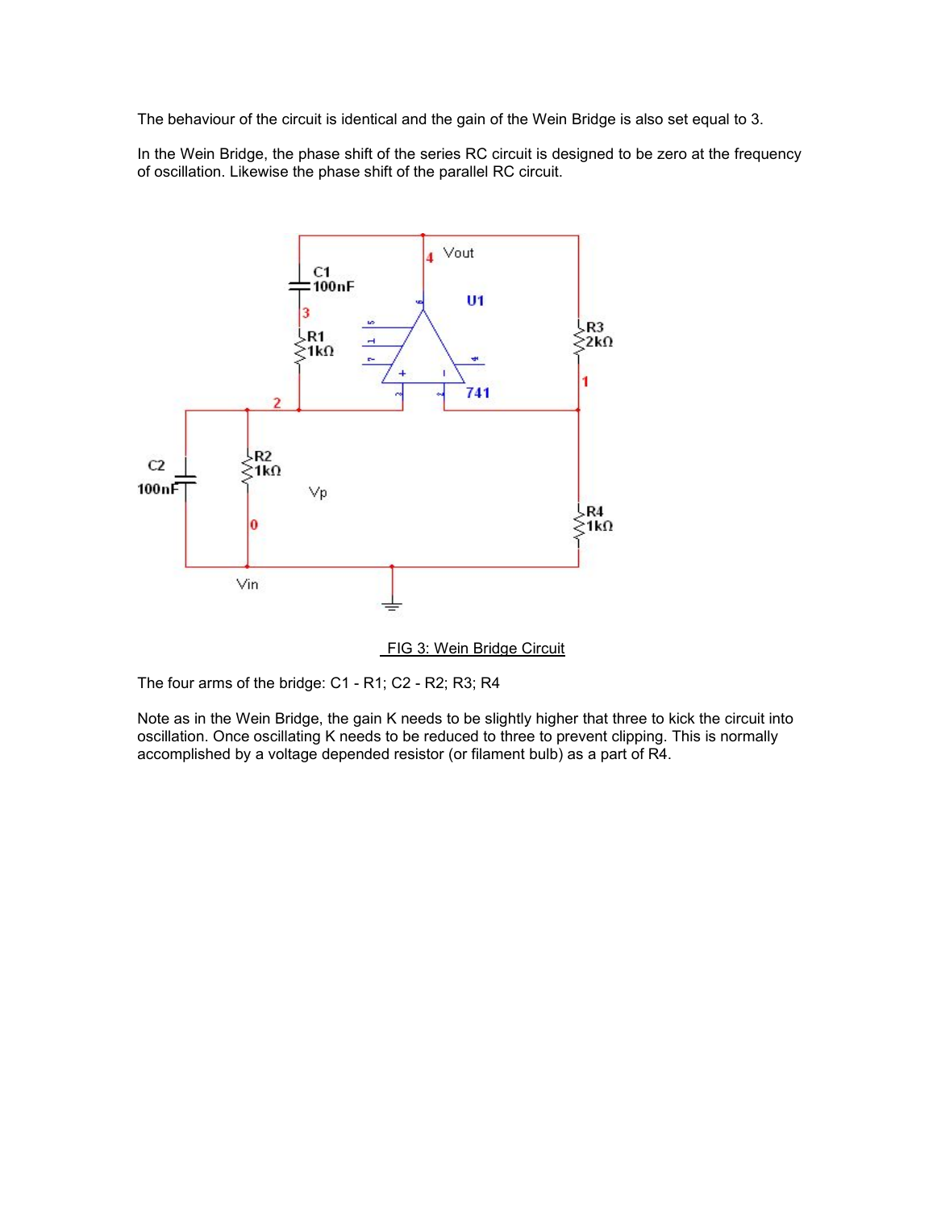The behaviour of the circuit is identical and the gain of the Wein Bridge is also set equal to 3.

In the Wein Bridge, the phase shift of the series RC circuit is designed to be zero at the frequency of oscillation. Likewise the phase shift of the parallel RC circuit.

FIG 3: Wein Bridge Circuit

The four arms of the bridge: C1 - R1; C2 - R2; R3; R4

Note as in the Wein Bridge, the gain K needs to be slightly higher that three to kick the circuit into oscillation. Once oscillating K needs to be reduced to three to prevent clipping. This is normally accomplished by a voltage depended resistor (or filament bulb) as a part of R4.